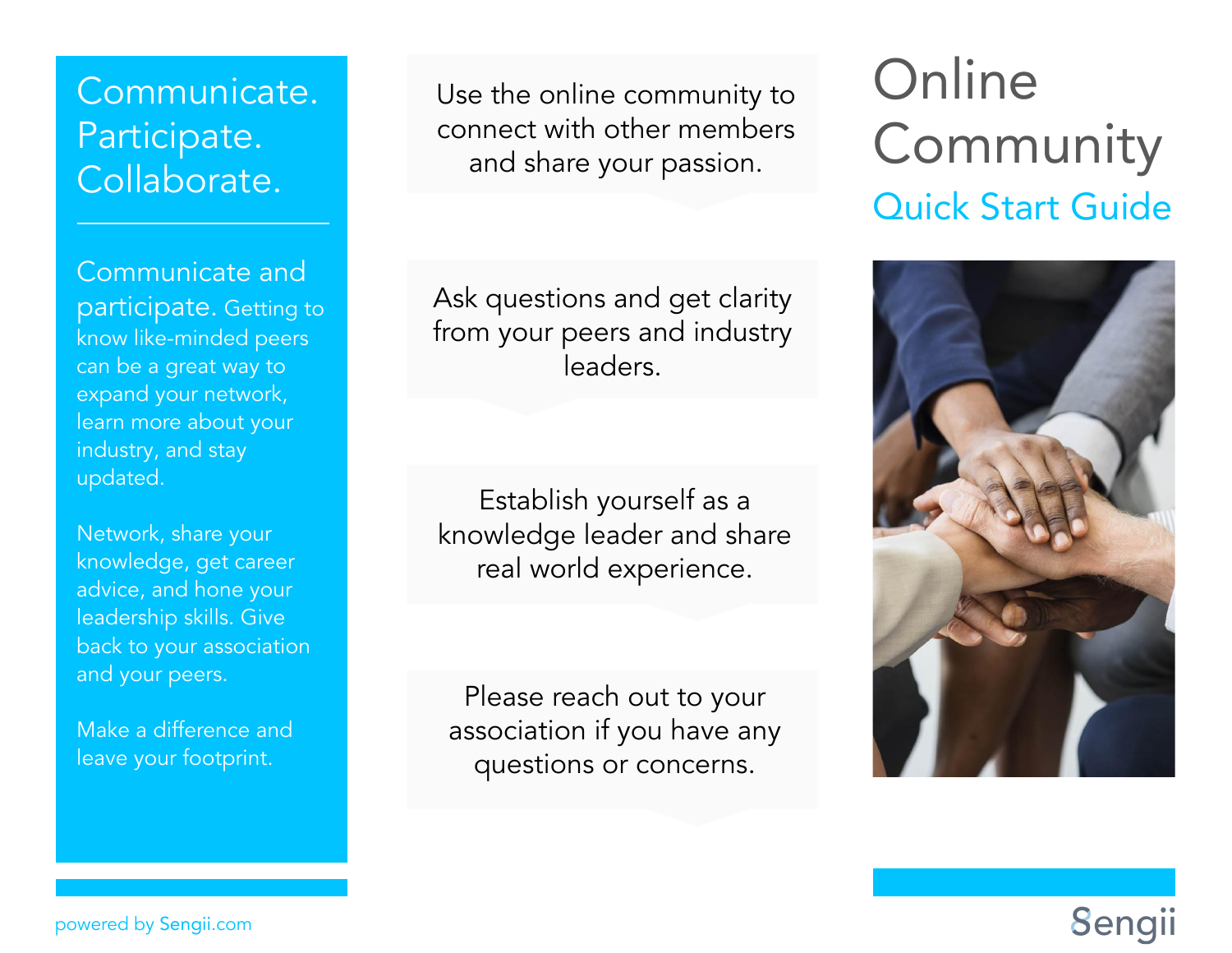# Online Community

## Quick Start Guide

## Communicate. Participate. Collaborate.

**Communicate and participate.** Getting to know like-minded peers can be a great way to expand your network, learn more about your industry, and stay updated.

Network, share your knowledge, get career advice, and hone your leadership skills. Give back to your association and your peers.

Make a difference and leave your footprint.

Use the online community to connect with other members and share your passion.

Ask questions and get clarity from your peers and industry leaders.

Establish yourself as a knowledge leader and share real world experience.

Please reach out to your association if you have any questions or concerns.

powered by Sengii.com

Sengii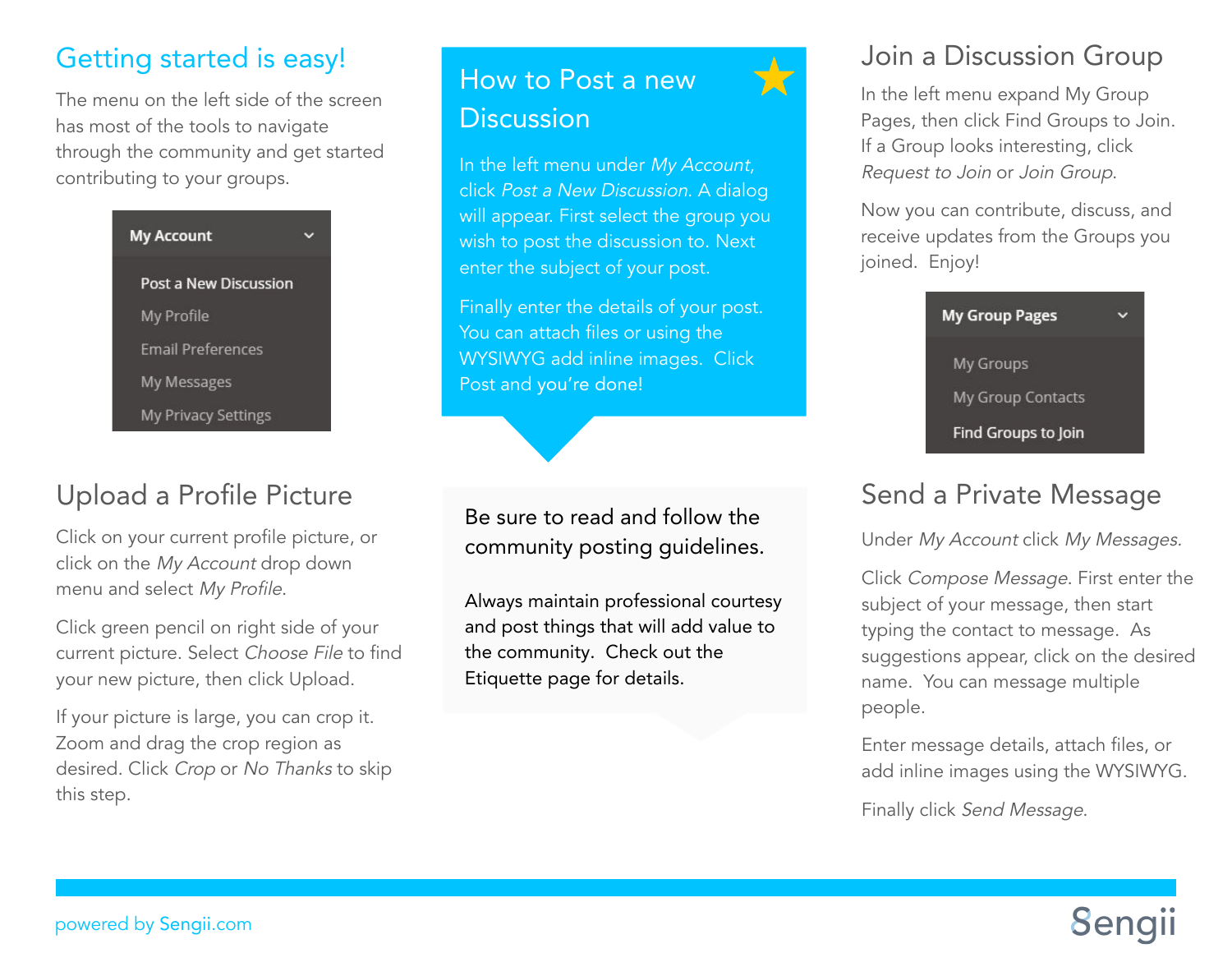## Getting started is easy!

The menu on the left side of the screen has most of the tools to navigate through the community and get started contributing to your groups.

**My Account**

- Post a New Discussion
- My Profile
- Email Preferences
- My Messages
- My Privacy Settings

## Upload a Profile Picture

Click on your current profile picture, or click on the *My Account* drop down menu and select *My Profile*.

Click green pencil on right side of your current picture. Select *Choose File* to find your new picture, then click Upload.

If your picture is large, you can crop it. Zoom and drag the crop region as desired. Click *Crop* or *No Thanks* to skip this step.

## How to Post a new Discussion

In the left menu under *My Account*, click *Post a New Discussion*. A dialog will appear. First select the group you wish to post the discussion to. Next enter the subject of your post.

Finally enter the details of your post. You can attach files or using the WYSIWYG add inline images. Click Post and you're done!

Be sure to read and follow the community posting guidelines.

Always maintain professional courtesy and post things that will add value to the community. Check out the Etiquette page for details.

## Join a Discussion Group

In the left menu expand My Group Pages, then click Find Groups to Join. If a Group looks interesting, click *Request to Join* or *Join Group*.

Now you can contribute, discuss, and receive updates from the Groups you joined. Enjoy!

**My Group Pages**

- My Groups
- My Group Contacts
- Find Groups to Join

## Send a Private Message

Under *My Account* click *My Messages.*

Click *Compose Message*. First enter the subject of your message, then start typing the contact to message. As suggestions appear, click on the desired name. You can message multiple people.

Enter message details, attach files, or add inline images using the WYSIWYG.

Finally click *Send Message*.

powered by Sengii.com

Sengii